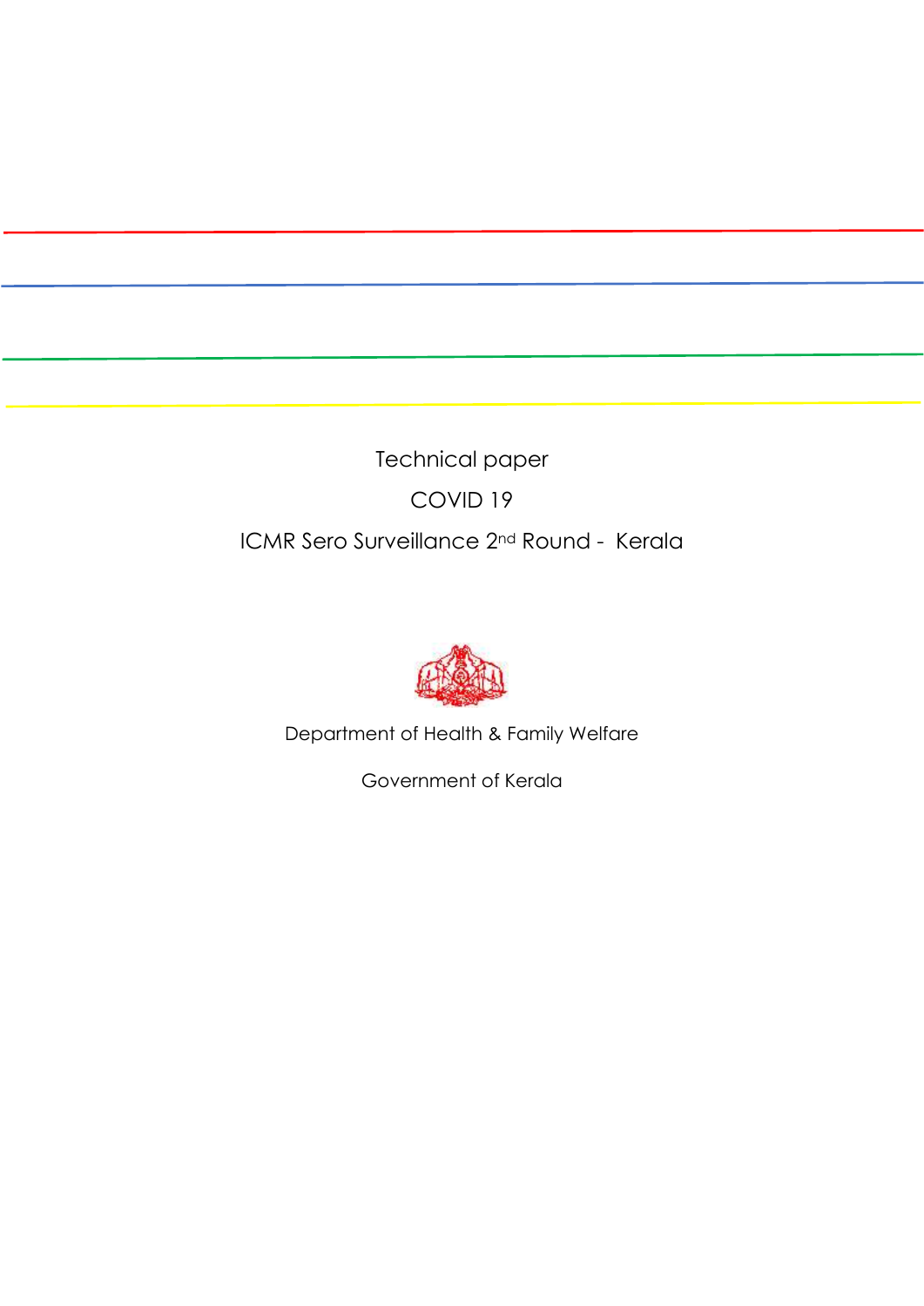# Technical paper

# COVID 19

# ICMR Sero Surveillance 2nd Round - Kerala

Department of Health & Family Welfare

Government of Kerala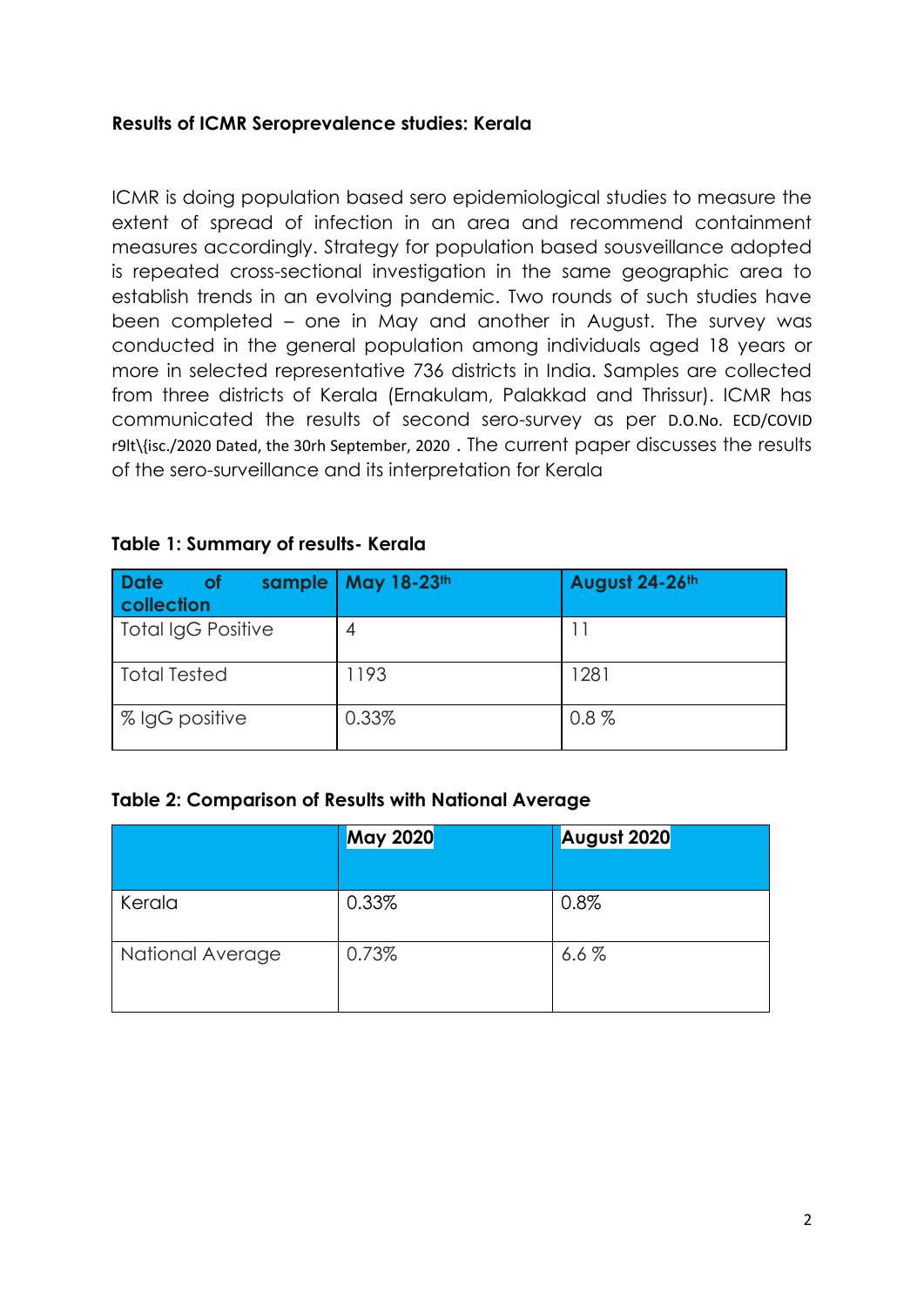**Results of ICMR Seroprevalence studies: Kerala**

ICMR is doing population based sero epidemiological studies to measure the extent of spread of infection in an area and recommend containment measures accordingly. Strategy for population based sousveillance adopted is repeated cross-sectional investigation in the same geographic area to establish trends in an evolving pandemic. Two rounds of such studies have been completed – one in May and another in August. The survey was conducted in the general population among individuals aged 18 years or more in selected representative 736 districts in India. Samples are collected from three districts of Kerala (Ernakulam, Palakkad and Thrissur). ICMR has communicated the results of second sero-survey as per D.O.No. ECD/COVID r9lt\{isc./2020 Dated, the 30rh September, 2020 . The current paper discusses the results of the sero-surveillance and its interpretation for Kerala

**Table 1: Summary of results- Kerala**

| Date of sample collection | May 18-23th | August 24-26th |
|---|---|---|
| Total IgG Positive | 4 | 11 |
| Total Tested | 1193 | 1281 |
| % IgG positive | 0.33% | 0.8 % |

**Table 2: Comparison of Results with National Average**

| | May 2020 | August 2020 |
|---|---|---|
| Kerala | 0.33% | 0.8% |
| National Average | 0.73% | 6.6 % |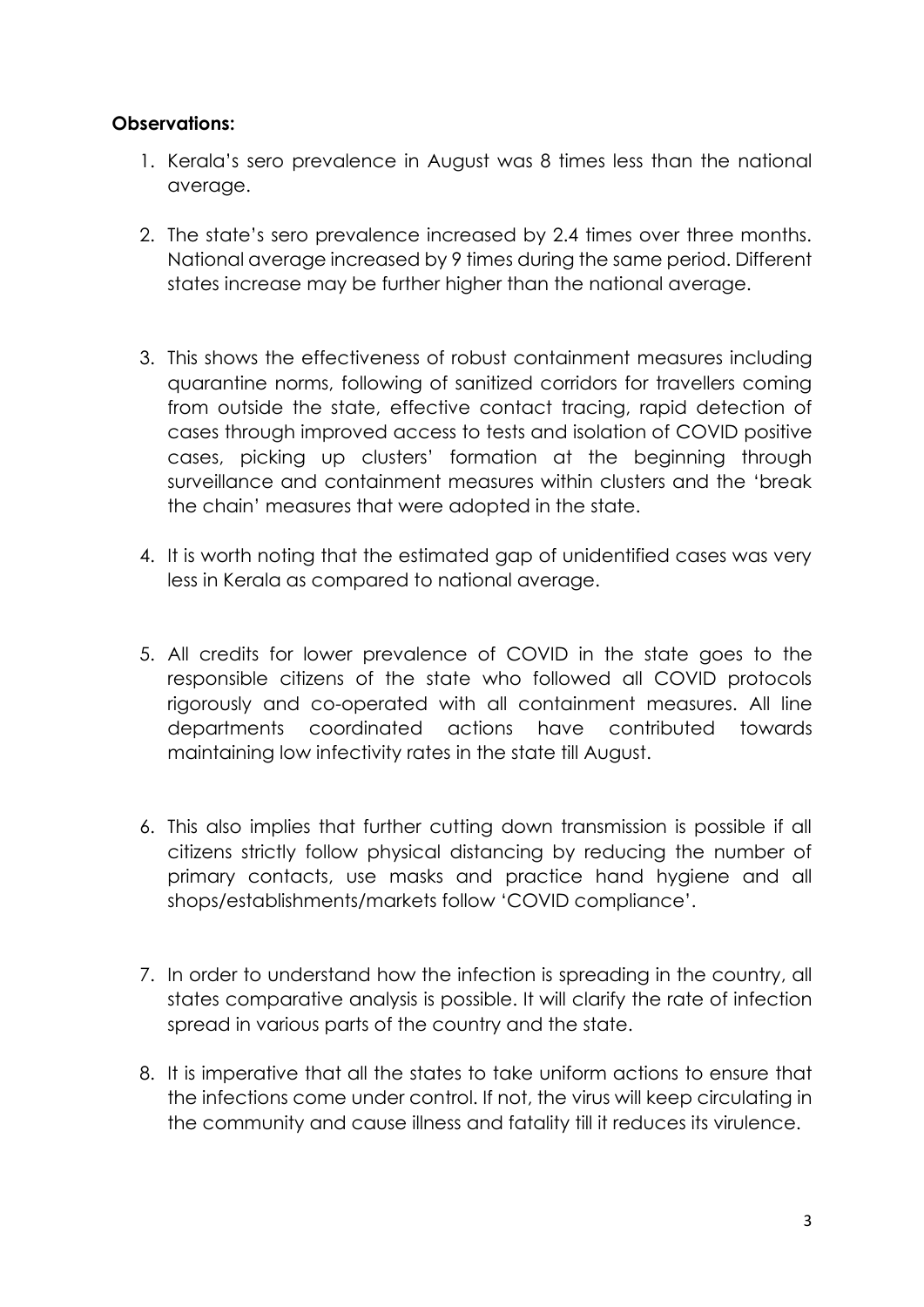**Observations:**

1. Kerala's sero prevalence in August was 8 times less than the national average.

2. The state's sero prevalence increased by 2.4 times over three months. National average increased by 9 times during the same period. Different states increase may be further higher than the national average.

3. This shows the effectiveness of robust containment measures including quarantine norms, following of sanitized corridors for travellers coming from outside the state, effective contact tracing, rapid detection of cases through improved access to tests and isolation of COVID positive cases, picking up clusters' formation at the beginning through surveillance and containment measures within clusters and the 'break the chain' measures that were adopted in the state.

4. It is worth noting that the estimated gap of unidentified cases was very less in Kerala as compared to national average.

5. All credits for lower prevalence of COVID in the state goes to the responsible citizens of the state who followed all COVID protocols rigorously and co-operated with all containment measures. All line departments coordinated actions have contributed towards maintaining low infectivity rates in the state till August.

6. This also implies that further cutting down transmission is possible if all citizens strictly follow physical distancing by reducing the number of primary contacts, use masks and practice hand hygiene and all shops/establishments/markets follow 'COVID compliance'.

7. In order to understand how the infection is spreading in the country, all states comparative analysis is possible. It will clarify the rate of infection spread in various parts of the country and the state.

8. It is imperative that all the states to take uniform actions to ensure that the infections come under control. If not, the virus will keep circulating in the community and cause illness and fatality till it reduces its virulence.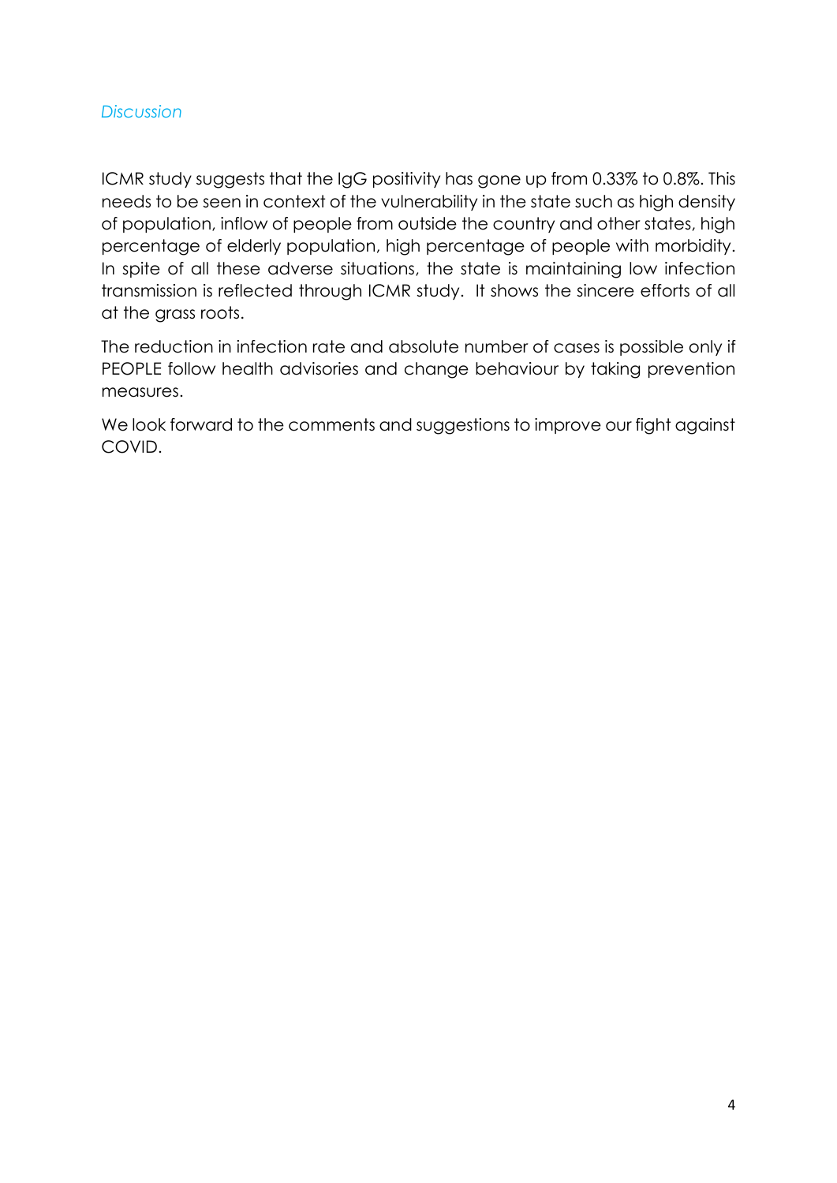*Discussion*

ICMR study suggests that the IgG positivity has gone up from 0.33% to 0.8%. This needs to be seen in context of the vulnerability in the state such as high density of population, inflow of people from outside the country and other states, high percentage of elderly population, high percentage of people with morbidity. In spite of all these adverse situations, the state is maintaining low infection transmission is reflected through ICMR study. It shows the sincere efforts of all at the grass roots.

The reduction in infection rate and absolute number of cases is possible only if PEOPLE follow health advisories and change behaviour by taking prevention measures.

We look forward to the comments and suggestions to improve our fight against COVID.